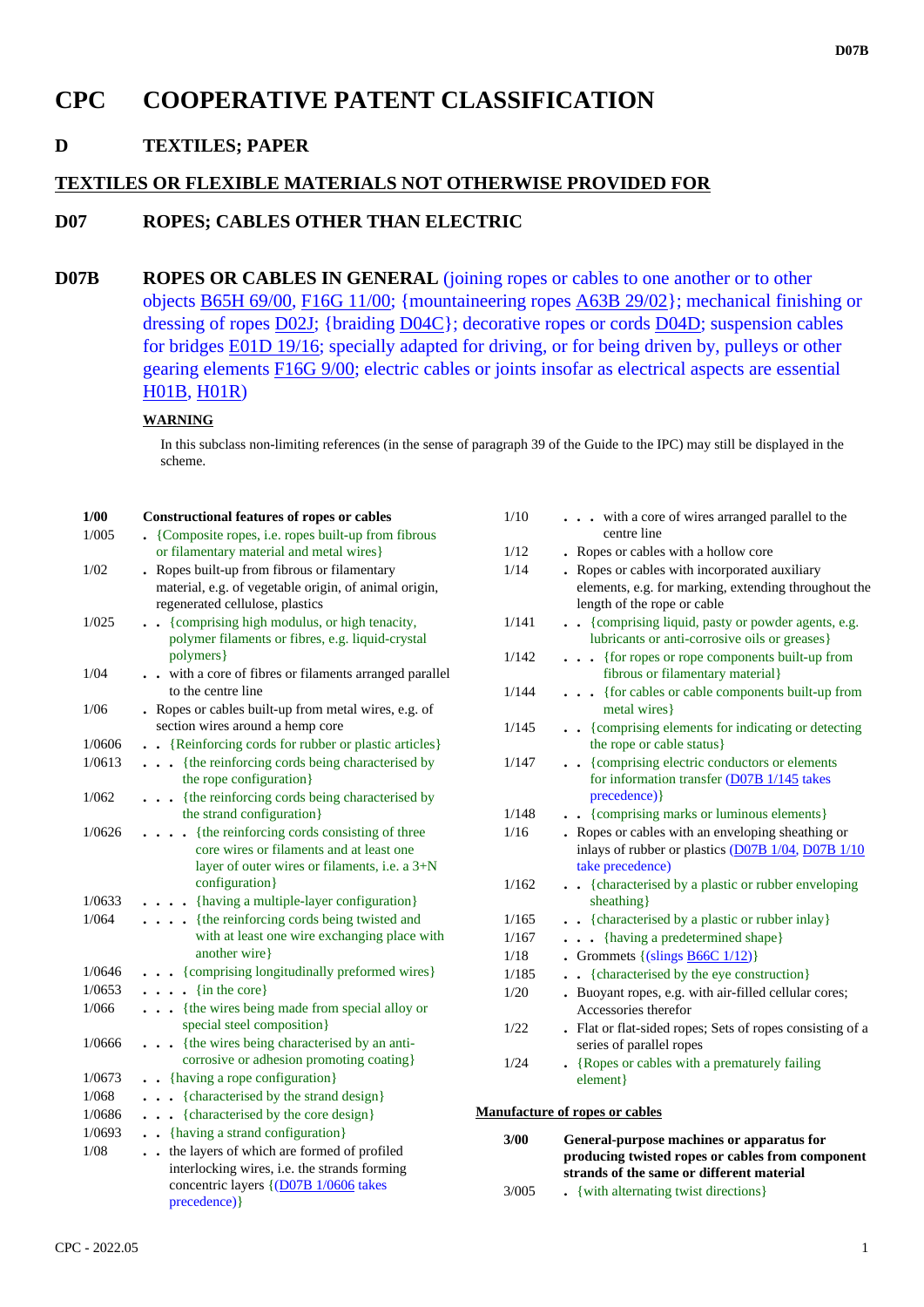# CPC COOPERATIVE PATENT CLASSIFICATION

## D TEXTILES; PAPER

## TEXTILES OR FLEXIBLE MATERIALS NOT OTHERWISE PROVIDED FOR

## D07 ROPES; CABLES OTHER THAN ELECTRIC

## D07B ROPES OR CABLES IN GENERAL

(joining ropes or cables to one another or to other objects B65H 69/00, F16G 11/00; {mountaineering ropes A63B 29/02}; mechanical finishing or dressing of ropes D02J; {braiding D04C}; decorative ropes or cords D04D; suspension cables for bridges E01D 19/16; specially adapted for driving, or for being driven by, pulleys or other gearing elements F16G 9/00; electric cables or joints insofar as electrical aspects are essential H01B, H01R)

**WARNING**

In this subclass non-limiting references (in the sense of paragraph 39 of the Guide to the IPC) may still be displayed in the scheme.

| | |
|---|---|
| **1/00** | **Constructional features of ropes or cables** |
| 1/005 | . {Composite ropes, i.e. ropes built-up from fibrous or filamentary material and metal wires} |
| 1/02 | . Ropes built-up from fibrous or filamentary material, e.g. of vegetable origin, of animal origin, regenerated cellulose, plastics |
| 1/025 | . . {comprising high modulus, or high tenacity, polymer filaments or fibres, e.g. liquid-crystal polymers} |
| 1/04 | . . with a core of fibres or filaments arranged parallel to the centre line |
| 1/06 | . Ropes or cables built-up from metal wires, e.g. of section wires around a hemp core |
| 1/0606 | . . {Reinforcing cords for rubber or plastic articles} |
| 1/0613 | . . . {the reinforcing cords being characterised by the rope configuration} |
| 1/062 | . . . {the reinforcing cords being characterised by the strand configuration} |
| 1/0626 | . . . . {the reinforcing cords consisting of three core wires or filaments and at least one layer of outer wires or filaments, i.e. a 3+N configuration} |
| 1/0633 | . . . . {having a multiple-layer configuration} |
| 1/064 | . . . . {the reinforcing cords being twisted and with at least one wire exchanging place with another wire} |
| 1/0646 | . . . {comprising longitudinally preformed wires} |
| 1/0653 | . . . . {in the core} |
| 1/066 | . . . {the wires being made from special alloy or special steel composition} |
| 1/0666 | . . . {the wires being characterised by an anti-corrosive or adhesion promoting coating} |
| 1/0673 | . . {having a rope configuration} |
| 1/068 | . . . {characterised by the strand design} |
| 1/0686 | . . . {characterised by the core design} |
| 1/0693 | . . {having a strand configuration} |
| 1/08 | . . the layers of which are formed of profiled interlocking wires, i.e. the strands forming concentric layers {(D07B 1/0606 takes precedence)} |
| 1/10 | . . . with a core of wires arranged parallel to the centre line |
| 1/12 | . Ropes or cables with a hollow core |
| 1/14 | . Ropes or cables with incorporated auxiliary elements, e.g. for marking, extending throughout the length of the rope or cable |
| 1/141 | . . {comprising liquid, pasty or powder agents, e.g. lubricants or anti-corrosive oils or greases} |
| 1/142 | . . . {for ropes or rope components built-up from fibrous or filamentary material} |
| 1/144 | . . . {for cables or cable components built-up from metal wires} |
| 1/145 | . . {comprising elements for indicating or detecting the rope or cable status} |
| 1/147 | . . {comprising electric conductors or elements for information transfer (D07B 1/145 takes precedence)} |
| 1/148 | . . {comprising marks or luminous elements} |
| 1/16 | . Ropes or cables with an enveloping sheathing or inlays of rubber or plastics (D07B 1/04, D07B 1/10 take precedence) |
| 1/162 | . . {characterised by a plastic or rubber enveloping sheathing} |
| 1/165 | . . {characterised by a plastic or rubber inlay} |
| 1/167 | . . . {having a predetermined shape} |
| 1/18 | . Grommets {(slings B66C 1/12)} |
| 1/185 | . . {characterised by the eye construction} |
| 1/20 | . Buoyant ropes, e.g. with air-filled cellular cores; Accessories therefor |
| 1/22 | . Flat or flat-sided ropes; Sets of ropes consisting of a series of parallel ropes |
| 1/24 | . {Ropes or cables with a prematurely failing element} |

**Manufacture of ropes or cables**

| | |
|---|---|
| **3/00** | **General-purpose machines or apparatus for producing twisted ropes or cables from component strands of the same or different material** |
| 3/005 | . {with alternating twist directions} |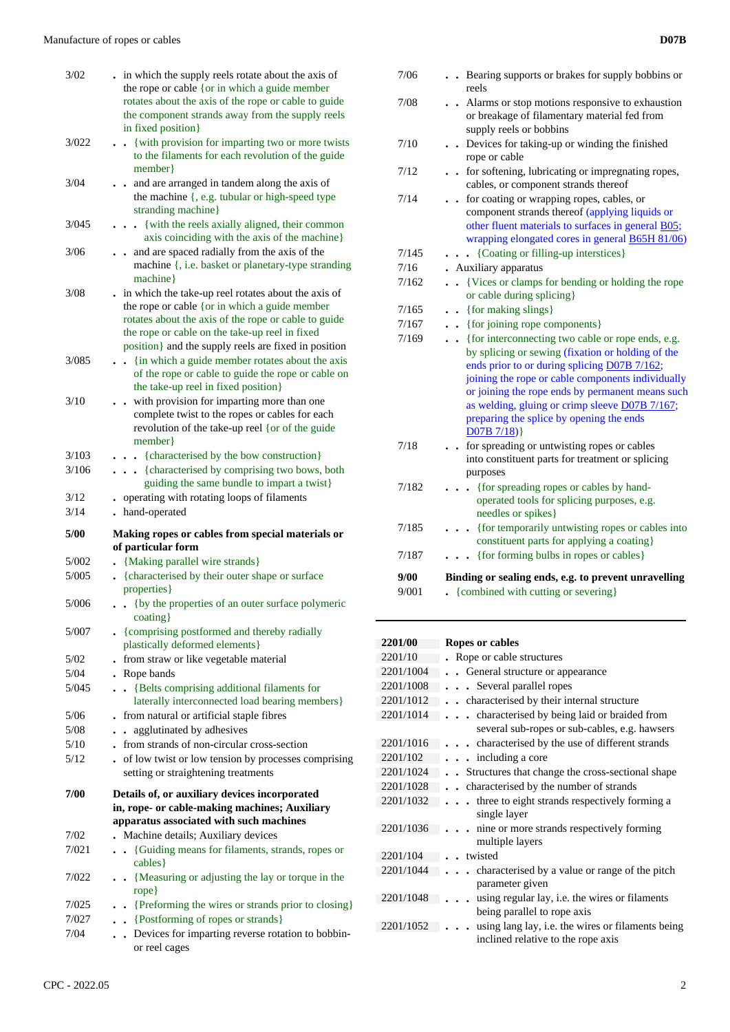| | |
|---|---|
| 3/02 | . in which the supply reels rotate about the axis of the rope or cable {or in which a guide member rotates about the axis of the rope or cable to guide the component strands away from the supply reels in fixed position} |
| 3/022 | . . {with provision for imparting two or more twists to the filaments for each revolution of the guide member} |
| 3/04 | . . and are arranged in tandem along the axis of the machine {, e.g. tubular or high-speed type stranding machine} |
| 3/045 | . . . {with the reels axially aligned, their common axis coinciding with the axis of the machine} |
| 3/06 | . . and are spaced radially from the axis of the machine {, i.e. basket or planetary-type stranding machine} |
| 3/08 | . in which the take-up reel rotates about the axis of the rope or cable {or in which a guide member rotates about the axis of the rope or cable to guide the rope or cable on the take-up reel in fixed position} and the supply reels are fixed in position |
| 3/085 | . . {in which a guide member rotates about the axis of the rope or cable to guide the rope or cable on the take-up reel in fixed position} |
| 3/10 | . . with provision for imparting more than one complete twist to the ropes or cables for each revolution of the take-up reel {or of the guide member} |
| 3/103 | . . . {characterised by the bow construction} |
| 3/106 | . . . {characterised by comprising two bows, both guiding the same bundle to impart a twist} |
| 3/12 | . operating with rotating loops of filaments |
| 3/14 | . hand-operated |
| **5/00** | **Making ropes or cables from special materials or of particular form** |
| 5/002 | . {Making parallel wire strands} |
| 5/005 | . {characterised by their outer shape or surface properties} |
| 5/006 | . . {by the properties of an outer surface polymeric coating} |
| 5/007 | . {comprising postformed and thereby radially plastically deformed elements} |
| 5/02 | . from straw or like vegetable material |
| 5/04 | . Rope bands |
| 5/045 | . . {Belts comprising additional filaments for laterally interconnected load bearing members} |
| 5/06 | . from natural or artificial staple fibres |
| 5/08 | . . agglutinated by adhesives |
| 5/10 | . from strands of non-circular cross-section |
| 5/12 | . of low twist or low tension by processes comprising setting or straightening treatments |
| **7/00** | **Details of, or auxiliary devices incorporated in, rope- or cable-making machines; Auxiliary apparatus associated with such machines** |
| 7/02 | . Machine details; Auxiliary devices |
| 7/021 | . . {Guiding means for filaments, strands, ropes or cables} |
| 7/022 | . . {Measuring or adjusting the lay or torque in the rope} |
| 7/025 | . . {Preforming the wires or strands prior to closing} |
| 7/027 | . . {Postforming of ropes or strands} |
| 7/04 | . . Devices for imparting reverse rotation to bobbin- or reel cages |
| 7/06 | . . Bearing supports or brakes for supply bobbins or reels |
| 7/08 | . . Alarms or stop motions responsive to exhaustion or breakage of filamentary material fed from supply reels or bobbins |
| 7/10 | . . Devices for taking-up or winding the finished rope or cable |
| 7/12 | . . for softening, lubricating or impregnating ropes, cables, or component strands thereof |
| 7/14 | . . for coating or wrapping ropes, cables, or component strands thereof (applying liquids or other fluent materials to surfaces in general B05; wrapping elongated cores in general B65H 81/06) |
| 7/145 | . . . {Coating or filling-up interstices} |
| 7/16 | . Auxiliary apparatus |
| 7/162 | . . {Vices or clamps for bending or holding the rope or cable during splicing} |
| 7/165 | . . {for making slings} |
| 7/167 | . . {for joining rope components} |
| 7/169 | . . {for interconnecting two cable or rope ends, e.g. by splicing or sewing (fixation or holding of the ends prior to or during splicing D07B 7/162; joining the rope or cable components individually or joining the rope ends by permanent means such as welding, gluing or crimp sleeve D07B 7/167; preparing the splice by opening the ends D07B 7/18)} |
| 7/18 | . . for spreading or untwisting ropes or cables into constituent parts for treatment or splicing purposes |
| 7/182 | . . . {for spreading ropes or cables by hand-operated tools for splicing purposes, e.g. needles or spikes} |
| 7/185 | . . . {for temporarily untwisting ropes or cables into constituent parts for applying a coating} |
| 7/187 | . . . {for forming bulbs in ropes or cables} |
| **9/00** | **Binding or sealing ends, e.g. to prevent unravelling** |
| 9/001 | . {combined with cutting or severing} |

| | |
|---|---|
| **2201/00** | **Ropes or cables** |
| 2201/10 | . Rope or cable structures |
| 2201/1004 | . . General structure or appearance |
| 2201/1008 | . . . Several parallel ropes |
| 2201/1012 | . . characterised by their internal structure |
| 2201/1014 | . . . characterised by being laid or braided from several sub-ropes or sub-cables, e.g. hawsers |
| 2201/1016 | . . . characterised by the use of different strands |
| 2201/102 | . . . including a core |
| 2201/1024 | . . Structures that change the cross-sectional shape |
| 2201/1028 | . . characterised by the number of strands |
| 2201/1032 | . . . three to eight strands respectively forming a single layer |
| 2201/1036 | . . . nine or more strands respectively forming multiple layers |
| 2201/104 | . . twisted |
| 2201/1044 | . . . characterised by a value or range of the pitch parameter given |
| 2201/1048 | . . . using regular lay, i.e. the wires or filaments being parallel to rope axis |
| 2201/1052 | . . . using lang lay, i.e. the wires or filaments being inclined relative to the rope axis |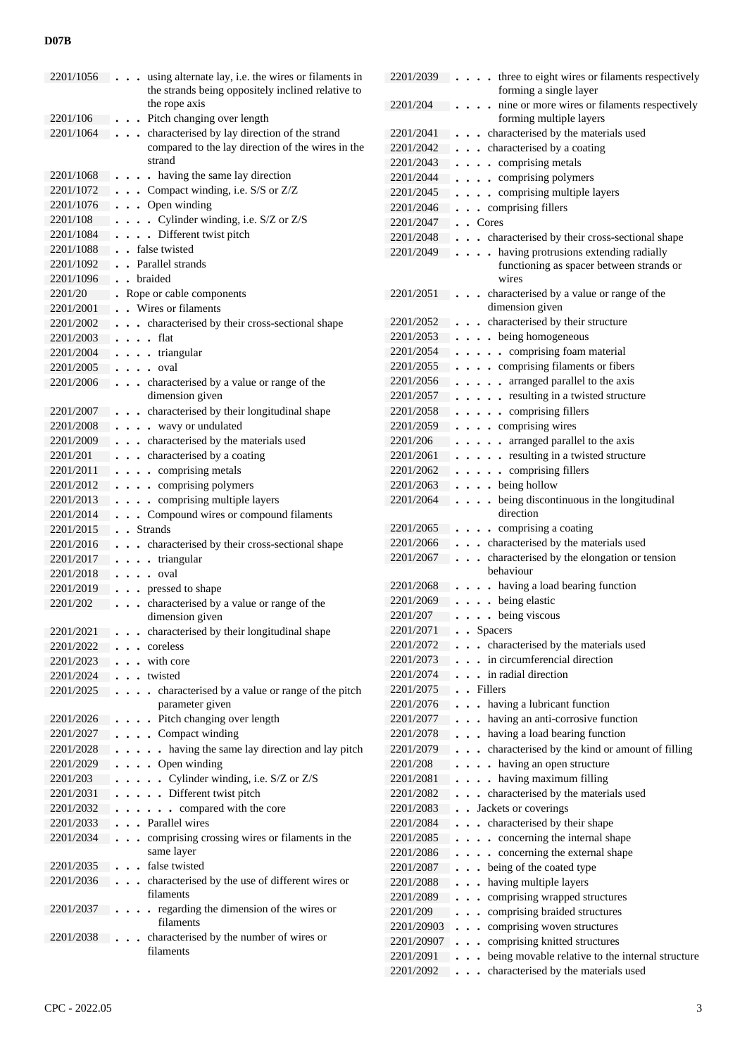| Code | Description |
|---|---|
| 2201/1056 | . . . using alternate lay, i.e. the wires or filaments in the strands being oppositely inclined relative to the rope axis |
| 2201/106 | . . . Pitch changing over length |
| 2201/1064 | . . . characterised by lay direction of the strand compared to the lay direction of the wires in the strand |
| 2201/1068 | . . . . having the same lay direction |
| 2201/1072 | . . . Compact winding, i.e. S/S or Z/Z |
| 2201/1076 | . . . Open winding |
| 2201/108 | . . . . Cylinder winding, i.e. S/Z or Z/S |
| 2201/1084 | . . . . Different twist pitch |
| 2201/1088 | . . false twisted |
| 2201/1092 | . . Parallel strands |
| 2201/1096 | . . braided |
| 2201/20 | . Rope or cable components |
| 2201/2001 | . . Wires or filaments |
| 2201/2002 | . . . characterised by their cross-sectional shape |
| 2201/2003 | . . . . flat |
| 2201/2004 | . . . . triangular |
| 2201/2005 | . . . . oval |
| 2201/2006 | . . . characterised by a value or range of the dimension given |
| 2201/2007 | . . . characterised by their longitudinal shape |
| 2201/2008 | . . . . wavy or undulated |
| 2201/2009 | . . . characterised by the materials used |
| 2201/201 | . . . characterised by a coating |
| 2201/2011 | . . . . comprising metals |
| 2201/2012 | . . . . comprising polymers |
| 2201/2013 | . . . . comprising multiple layers |
| 2201/2014 | . . . Compound wires or compound filaments |
| 2201/2015 | . . Strands |
| 2201/2016 | . . . characterised by their cross-sectional shape |
| 2201/2017 | . . . . triangular |
| 2201/2018 | . . . . oval |
| 2201/2019 | . . . pressed to shape |
| 2201/202 | . . . characterised by a value or range of the dimension given |
| 2201/2021 | . . . characterised by their longitudinal shape |
| 2201/2022 | . . . coreless |
| 2201/2023 | . . . with core |
| 2201/2024 | . . . twisted |
| 2201/2025 | . . . . characterised by a value or range of the pitch parameter given |
| 2201/2026 | . . . . Pitch changing over length |
| 2201/2027 | . . . . Compact winding |
| 2201/2028 | . . . . . having the same lay direction and lay pitch |
| 2201/2029 | . . . . Open winding |
| 2201/203 | . . . . . Cylinder winding, i.e. S/Z or Z/S |
| 2201/2031 | . . . . . Different twist pitch |
| 2201/2032 | . . . . . . compared with the core |
| 2201/2033 | . . . Parallel wires |
| 2201/2034 | . . . comprising crossing wires or filaments in the same layer |
| 2201/2035 | . . . false twisted |
| 2201/2036 | . . . characterised by the use of different wires or filaments |
| 2201/2037 | . . . . regarding the dimension of the wires or filaments |
| 2201/2038 | . . . characterised by the number of wires or filaments |
| 2201/2039 | . . . . three to eight wires or filaments respectively forming a single layer |
| 2201/204 | . . . . nine or more wires or filaments respectively forming multiple layers |
| 2201/2041 | . . . characterised by the materials used |
| 2201/2042 | . . . characterised by a coating |
| 2201/2043 | . . . . comprising metals |
| 2201/2044 | . . . . comprising polymers |
| 2201/2045 | . . . . comprising multiple layers |
| 2201/2046 | . . . comprising fillers |
| 2201/2047 | . . Cores |
| 2201/2048 | . . . characterised by their cross-sectional shape |
| 2201/2049 | . . . . having protrusions extending radially functioning as spacer between strands or wires |
| 2201/2051 | . . . characterised by a value or range of the dimension given |
| 2201/2052 | . . . characterised by their structure |
| 2201/2053 | . . . . being homogeneous |
| 2201/2054 | . . . . . comprising foam material |
| 2201/2055 | . . . . comprising filaments or fibers |
| 2201/2056 | . . . . . arranged parallel to the axis |
| 2201/2057 | . . . . . resulting in a twisted structure |
| 2201/2058 | . . . . . comprising fillers |
| 2201/2059 | . . . . comprising wires |
| 2201/206 | . . . . . arranged parallel to the axis |
| 2201/2061 | . . . . . resulting in a twisted structure |
| 2201/2062 | . . . . . comprising fillers |
| 2201/2063 | . . . . being hollow |
| 2201/2064 | . . . . being discontinuous in the longitudinal direction |
| 2201/2065 | . . . . comprising a coating |
| 2201/2066 | . . . characterised by the materials used |
| 2201/2067 | . . . characterised by the elongation or tension behaviour |
| 2201/2068 | . . . . having a load bearing function |
| 2201/2069 | . . . . being elastic |
| 2201/207 | . . . . being viscous |
| 2201/2071 | . . Spacers |
| 2201/2072 | . . . characterised by the materials used |
| 2201/2073 | . . . in circumferencial direction |
| 2201/2074 | . . . in radial direction |
| 2201/2075 | . . Fillers |
| 2201/2076 | . . . having a lubricant function |
| 2201/2077 | . . . having an anti-corrosive function |
| 2201/2078 | . . . having a load bearing function |
| 2201/2079 | . . . characterised by the kind or amount of filling |
| 2201/208 | . . . . having an open structure |
| 2201/2081 | . . . . having maximum filling |
| 2201/2082 | . . . characterised by the materials used |
| 2201/2083 | . . Jackets or coverings |
| 2201/2084 | . . . characterised by their shape |
| 2201/2085 | . . . . concerning the internal shape |
| 2201/2086 | . . . . concerning the external shape |
| 2201/2087 | . . . being of the coated type |
| 2201/2088 | . . . having multiple layers |
| 2201/2089 | . . . comprising wrapped structures |
| 2201/209 | . . . comprising braided structures |
| 2201/20903 | . . . comprising woven structures |
| 2201/20907 | . . . comprising knitted structures |
| 2201/2091 | . . . being movable relative to the internal structure |
| 2201/2092 | . . . characterised by the materials used |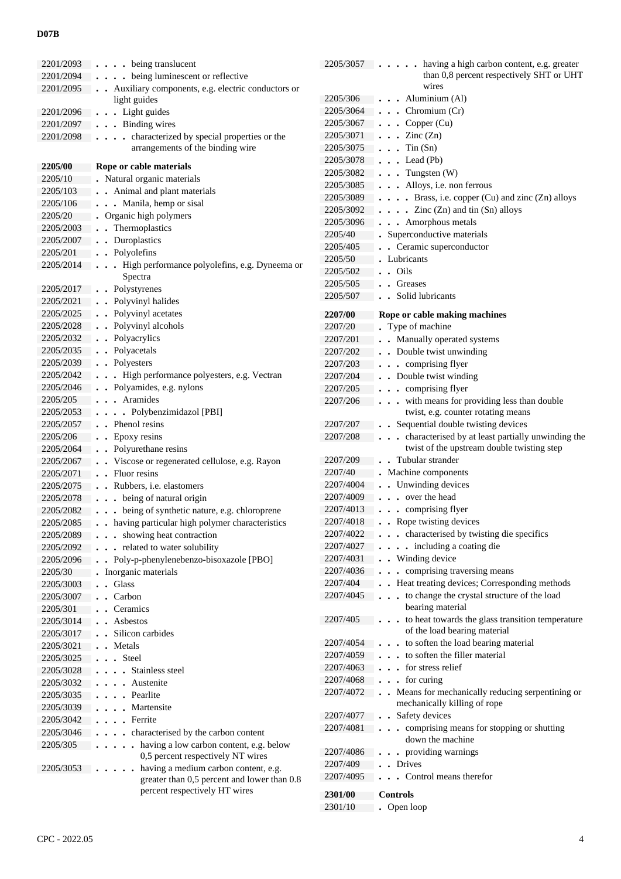| Code | Title |
| --- | --- |
| 2201/2093 | . . . . being translucent |
| 2201/2094 | . . . . being luminescent or reflective |
| 2201/2095 | . . Auxiliary components, e.g. electric conductors or light guides |
| 2201/2096 | . . . Light guides |
| 2201/2097 | . . . Binding wires |
| 2201/2098 | . . . . characterized by special properties or the arrangements of the binding wire |
| **2205/00** | **Rope or cable materials** |
| 2205/10 | . Natural organic materials |
| 2205/103 | . . Animal and plant materials |
| 2205/106 | . . . Manila, hemp or sisal |
| 2205/20 | . Organic high polymers |
| 2205/2003 | . . Thermoplastics |
| 2205/2007 | . . Duroplastics |
| 2205/201 | . . Polyolefins |
| 2205/2014 | . . . High performance polyolefins, e.g. Dyneema or Spectra |
| 2205/2017 | . . Polystyrenes |
| 2205/2021 | . . Polyvinyl halides |
| 2205/2025 | . . Polyvinyl acetates |
| 2205/2028 | . . Polyvinyl alcohols |
| 2205/2032 | . . Polyacrylics |
| 2205/2035 | . . Polyacetals |
| 2205/2039 | . . Polyesters |
| 2205/2042 | . . . High performance polyesters, e.g. Vectran |
| 2205/2046 | . . Polyamides, e.g. nylons |
| 2205/205 | . . . Aramides |
| 2205/2053 | . . . . Polybenzimidazol [PBI] |
| 2205/2057 | . . Phenol resins |
| 2205/206 | . . Epoxy resins |
| 2205/2064 | . . Polyurethane resins |
| 2205/2067 | . . Viscose or regenerated cellulose, e.g. Rayon |
| 2205/2071 | . . Fluor resins |
| 2205/2075 | . . Rubbers, i.e. elastomers |
| 2205/2078 | . . . being of natural origin |
| 2205/2082 | . . . being of synthetic nature, e.g. chloroprene |
| 2205/2085 | . . having particular high polymer characteristics |
| 2205/2089 | . . . showing heat contraction |
| 2205/2092 | . . . related to water solubility |
| 2205/2096 | . . Poly-p-phenylenebenzo-bisoxazole [PBO] |
| 2205/30 | . Inorganic materials |
| 2205/3003 | . . Glass |
| 2205/3007 | . . Carbon |
| 2205/301 | . . Ceramics |
| 2205/3014 | . . Asbestos |
| 2205/3017 | . . Silicon carbides |
| 2205/3021 | . . Metals |
| 2205/3025 | . . . Steel |
| 2205/3028 | . . . . Stainless steel |
| 2205/3032 | . . . . Austenite |
| 2205/3035 | . . . . Pearlite |
| 2205/3039 | . . . . Martensite |
| 2205/3042 | . . . . Ferrite |
| 2205/3046 | . . . . characterised by the carbon content |
| 2205/305 | . . . . . having a low carbon content, e.g. below 0,5 percent respectively NT wires |
| 2205/3053 | . . . . . having a medium carbon content, e.g. greater than 0,5 percent and lower than 0.8 percent respectively HT wires |
| 2205/3057 | . . . . . having a high carbon content, e.g. greater than 0,8 percent respectively SHT or UHT wires |
| 2205/306 | . . . Aluminium (Al) |
| 2205/3064 | . . . Chromium (Cr) |
| 2205/3067 | . . . Copper (Cu) |
| 2205/3071 | . . . Zinc (Zn) |
| 2205/3075 | . . . Tin (Sn) |
| 2205/3078 | . . . Lead (Pb) |
| 2205/3082 | . . . Tungsten (W) |
| 2205/3085 | . . . Alloys, i.e. non ferrous |
| 2205/3089 | . . . . Brass, i.e. copper (Cu) and zinc (Zn) alloys |
| 2205/3092 | . . . . Zinc (Zn) and tin (Sn) alloys |
| 2205/3096 | . . . Amorphous metals |
| 2205/40 | . Superconductive materials |
| 2205/405 | . . Ceramic superconductor |
| 2205/50 | . Lubricants |
| 2205/502 | . . Oils |
| 2205/505 | . . Greases |
| 2205/507 | . . Solid lubricants |
| **2207/00** | **Rope or cable making machines** |
| 2207/20 | . Type of machine |
| 2207/201 | . . Manually operated systems |
| 2207/202 | . . Double twist unwinding |
| 2207/203 | . . . comprising flyer |
| 2207/204 | . . Double twist winding |
| 2207/205 | . . . comprising flyer |
| 2207/206 | . . . with means for providing less than double twist, e.g. counter rotating means |
| 2207/207 | . . Sequential double twisting devices |
| 2207/208 | . . . characterised by at least partially unwinding the twist of the upstream double twisting step |
| 2207/209 | . . Tubular strander |
| 2207/40 | . Machine components |
| 2207/4004 | . . Unwinding devices |
| 2207/4009 | . . . over the head |
| 2207/4013 | . . . comprising flyer |
| 2207/4018 | . . Rope twisting devices |
| 2207/4022 | . . . characterised by twisting die specifics |
| 2207/4027 | . . . . including a coating die |
| 2207/4031 | . . Winding device |
| 2207/4036 | . . . comprising traversing means |
| 2207/404 | . . Heat treating devices; Corresponding methods |
| 2207/4045 | . . . to change the crystal structure of the load bearing material |
| 2207/405 | . . . to heat towards the glass transition temperature of the load bearing material |
| 2207/4054 | . . . to soften the load bearing material |
| 2207/4059 | . . . to soften the filler material |
| 2207/4063 | . . . for stress relief |
| 2207/4068 | . . . for curing |
| 2207/4072 | . . Means for mechanically reducing serpentining or mechanically killing of rope |
| 2207/4077 | . . Safety devices |
| 2207/4081 | . . . comprising means for stopping or shutting down the machine |
| 2207/4086 | . . . providing warnings |
| 2207/409 | . . Drives |
| 2207/4095 | . . . Control means therefor |
| **2301/00** | **Controls** |
| 2301/10 | . Open loop |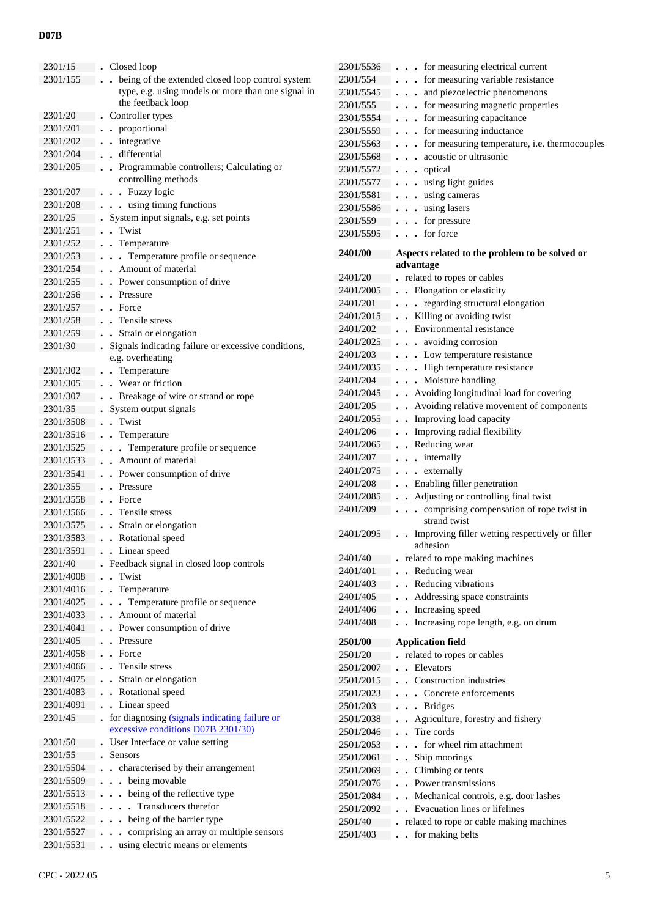| | |
|---|---|
| 2301/15 | . Closed loop |
| 2301/155 | . . being of the extended closed loop control system type, e.g. using models or more than one signal in the feedback loop |
| 2301/20 | . Controller types |
| 2301/201 | . . proportional |
| 2301/202 | . . integrative |
| 2301/204 | . . differential |
| 2301/205 | . . Programmable controllers; Calculating or controlling methods |
| 2301/207 | . . . Fuzzy logic |
| 2301/208 | . . . using timing functions |
| 2301/25 | . System input signals, e.g. set points |
| 2301/251 | . . Twist |
| 2301/252 | . . Temperature |
| 2301/253 | . . . Temperature profile or sequence |
| 2301/254 | . . Amount of material |
| 2301/255 | . . Power consumption of drive |
| 2301/256 | . . Pressure |
| 2301/257 | . . Force |
| 2301/258 | . . Tensile stress |
| 2301/259 | . . Strain or elongation |
| 2301/30 | . Signals indicating failure or excessive conditions, e.g. overheating |
| 2301/302 | . . Temperature |
| 2301/305 | . . Wear or friction |
| 2301/307 | . . Breakage of wire or strand or rope |
| 2301/35 | . System output signals |
| 2301/3508 | . . Twist |
| 2301/3516 | . . Temperature |
| 2301/3525 | . . . Temperature profile or sequence |
| 2301/3533 | . . Amount of material |
| 2301/3541 | . . Power consumption of drive |
| 2301/355 | . . Pressure |
| 2301/3558 | . . Force |
| 2301/3566 | . . Tensile stress |
| 2301/3575 | . . Strain or elongation |
| 2301/3583 | . . Rotational speed |
| 2301/3591 | . . Linear speed |
| 2301/40 | . Feedback signal in closed loop controls |
| 2301/4008 | . . Twist |
| 2301/4016 | . . Temperature |
| 2301/4025 | . . . Temperature profile or sequence |
| 2301/4033 | . . Amount of material |
| 2301/4041 | . . Power consumption of drive |
| 2301/405 | . . Pressure |
| 2301/4058 | . . Force |
| 2301/4066 | . . Tensile stress |
| 2301/4075 | . . Strain or elongation |
| 2301/4083 | . . Rotational speed |
| 2301/4091 | . . Linear speed |
| 2301/45 | . for diagnosing (signals indicating failure or excessive conditions D07B 2301/30) |
| 2301/50 | . User Interface or value setting |
| 2301/55 | . Sensors |
| 2301/5504 | . . characterised by their arrangement |
| 2301/5509 | . . . being movable |
| 2301/5513 | . . . being of the reflective type |
| 2301/5518 | . . . . Transducers therefor |
| 2301/5522 | . . . being of the barrier type |
| 2301/5527 | . . . comprising an array or multiple sensors |
| 2301/5531 | . . using electric means or elements |
| 2301/5536 | . . . for measuring electrical current |
| 2301/554 | . . . for measuring variable resistance |
| 2301/5545 | . . . and piezoelectric phenomenons |
| 2301/555 | . . . for measuring magnetic properties |
| 2301/5554 | . . . for measuring capacitance |
| 2301/5559 | . . . for measuring inductance |
| 2301/5563 | . . . for measuring temperature, i.e. thermocouples |
| 2301/5568 | . . . acoustic or ultrasonic |
| 2301/5572 | . . . optical |
| 2301/5577 | . . . using light guides |
| 2301/5581 | . . . using cameras |
| 2301/5586 | . . . using lasers |
| 2301/559 | . . . for pressure |
| 2301/5595 | . . . for force |
| **2401/00** | **Aspects related to the problem to be solved or advantage** |
| 2401/20 | . related to ropes or cables |
| 2401/2005 | . . Elongation or elasticity |
| 2401/201 | . . . regarding structural elongation |
| 2401/2015 | . . Killing or avoiding twist |
| 2401/202 | . . Environmental resistance |
| 2401/2025 | . . . avoiding corrosion |
| 2401/203 | . . . Low temperature resistance |
| 2401/2035 | . . . High temperature resistance |
| 2401/204 | . . . Moisture handling |
| 2401/2045 | . . Avoiding longitudinal load for covering |
| 2401/205 | . . Avoiding relative movement of components |
| 2401/2055 | . . Improving load capacity |
| 2401/206 | . . Improving radial flexibility |
| 2401/2065 | . . Reducing wear |
| 2401/207 | . . . internally |
| 2401/2075 | . . . externally |
| 2401/208 | . . Enabling filler penetration |
| 2401/2085 | . . Adjusting or controlling final twist |
| 2401/209 | . . . comprising compensation of rope twist in strand twist |
| 2401/2095 | . . Improving filler wetting respectively or filler adhesion |
| 2401/40 | . related to rope making machines |
| 2401/401 | . . Reducing wear |
| 2401/403 | . . Reducing vibrations |
| 2401/405 | . . Addressing space constraints |
| 2401/406 | . . Increasing speed |
| 2401/408 | . . Increasing rope length, e.g. on drum |
| **2501/00** | **Application field** |
| 2501/20 | . related to ropes or cables |
| 2501/2007 | . . Elevators |
| 2501/2015 | . . Construction industries |
| 2501/2023 | . . . Concrete enforcements |
| 2501/203 | . . . Bridges |
| 2501/2038 | . . Agriculture, forestry and fishery |
| 2501/2046 | . . Tire cords |
| 2501/2053 | . . . for wheel rim attachment |
| 2501/2061 | . . Ship moorings |
| 2501/2069 | . . Climbing or tents |
| 2501/2076 | . . Power transmissions |
| 2501/2084 | . . Mechanical controls, e.g. door lashes |
| 2501/2092 | . . Evacuation lines or lifelines |
| 2501/40 | . related to rope or cable making machines |
| 2501/403 | . . for making belts |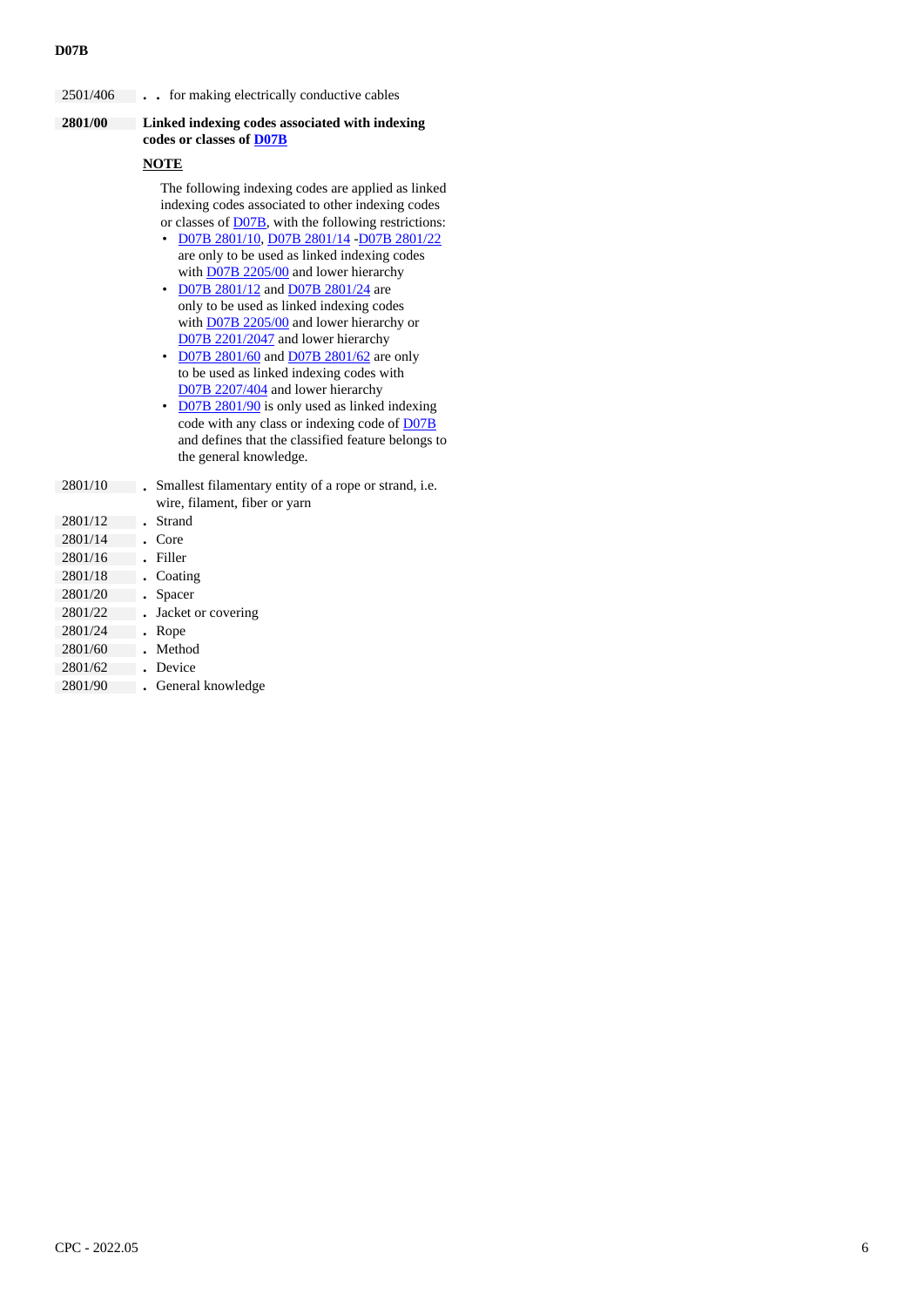| | |
|---|---|
| 2501/406 | . . for making electrically conductive cables |
| **2801/00** | **Linked indexing codes associated with indexing codes or classes of D07B** |

**NOTE**

The following indexing codes are applied as linked indexing codes associated to other indexing codes or classes of D07B, with the following restrictions:

- D07B 2801/10, D07B 2801/14 -D07B 2801/22 are only to be used as linked indexing codes with D07B 2205/00 and lower hierarchy
- D07B 2801/12 and D07B 2801/24 are only to be used as linked indexing codes with D07B 2205/00 and lower hierarchy or D07B 2201/2047 and lower hierarchy
- D07B 2801/60 and D07B 2801/62 are only to be used as linked indexing codes with D07B 2207/404 and lower hierarchy
- D07B 2801/90 is only used as linked indexing code with any class or indexing code of D07B and defines that the classified feature belongs to the general knowledge.

| | |
|---|---|
| 2801/10 | . Smallest filamentary entity of a rope or strand, i.e. wire, filament, fiber or yarn |
| 2801/12 | . Strand |
| 2801/14 | . Core |
| 2801/16 | . Filler |
| 2801/18 | . Coating |
| 2801/20 | . Spacer |
| 2801/22 | . Jacket or covering |
| 2801/24 | . Rope |
| 2801/60 | . Method |
| 2801/62 | . Device |
| 2801/90 | . General knowledge |